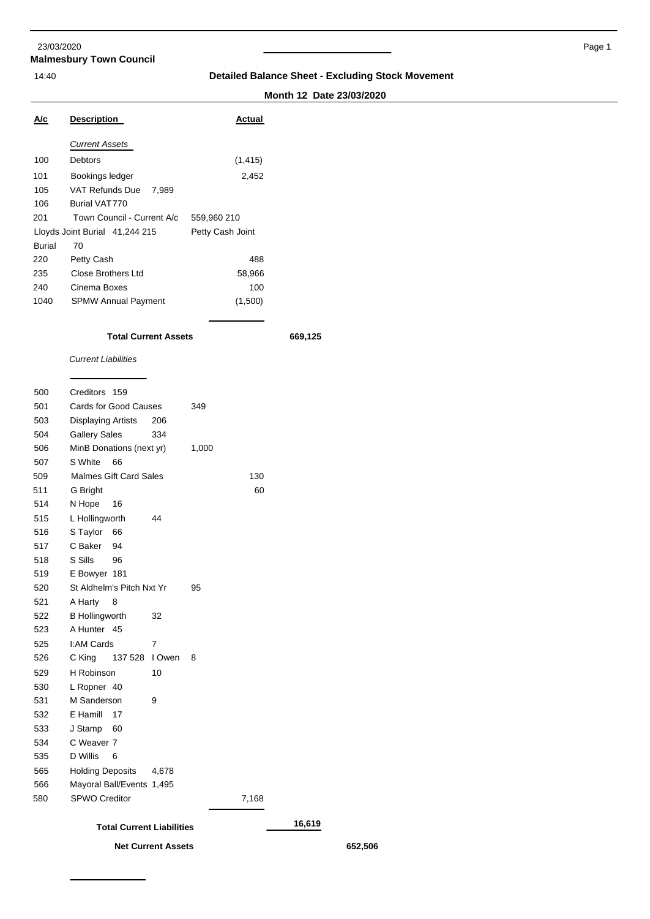23/03/2020

**Malmesbury Town Council**

14:40

## Detailed Balance Sheet - Excluding Stock Movement

**Month 12 Date 23/03/2020**

| A/c | Description | Actual | |
|---|---|---|---|
| | *Current Assets* | | |
| 100 | Debtors | (1,415) | |
| 101 | Bookings ledger | 2,452 | |
| 105 | VAT Refunds Due | 7,989 | |
| 106 | Burial VAT | 770 | |
| 201 | Town Council - Current A/c | 559,960 | |
| 210 | Lloyds Joint Burial | 41,244 | |
| 215 | Petty Cash Joint Burial | 70 | |
| 220 | Petty Cash | 488 | |
| 235 | Close Brothers Ltd | 58,966 | |
| 240 | Cinema Boxes | 100 | |
| 1040 | SPMW Annual Payment | (1,500) | |
| | **Total Current Assets** | | **669,125** |
| | *Current Liabilities* | | |
| 500 | Creditors | 159 | |
| 501 | Cards for Good Causes | 349 | |
| 503 | Displaying Artists | 206 | |
| 504 | Gallery Sales | 334 | |
| 506 | MinB Donations (next yr) | 1,000 | |
| 507 | S White | 66 | |
| 509 | Malmes Gift Card Sales | 130 | |
| 511 | G Bright | 60 | |
| 514 | N Hope | 16 | |
| 515 | L Hollingworth | 44 | |
| 516 | S Taylor | 66 | |
| 517 | C Baker | 94 | |
| 518 | S Sills | 96 | |
| 519 | E Bowyer | 181 | |
| 520 | St Aldhelm's Pitch Nxt Yr | 95 | |
| 521 | A Harty | 8 | |
| 522 | B Hollingworth | 32 | |
| 523 | A Hunter | 45 | |
| 525 | I:AM Cards | 7 | |
| 526 | C King | 137 | |
| 528 | I Owen | 8 | |
| 529 | H Robinson | 10 | |
| 530 | L Ropner | 40 | |
| 531 | M Sanderson | 9 | |
| 532 | E Hamill | 17 | |
| 533 | J Stamp | 60 | |
| 534 | C Weaver | 7 | |
| 535 | D Willis | 6 | |
| 565 | Holding Deposits | 4,678 | |
| 566 | Mayoral Ball/Events | 1,495 | |
| 580 | SPWO Creditor | 7,168 | |
| | **Total Current Liabilities** | | **16,619** |
| | **Net Current Assets** | | **652,506** |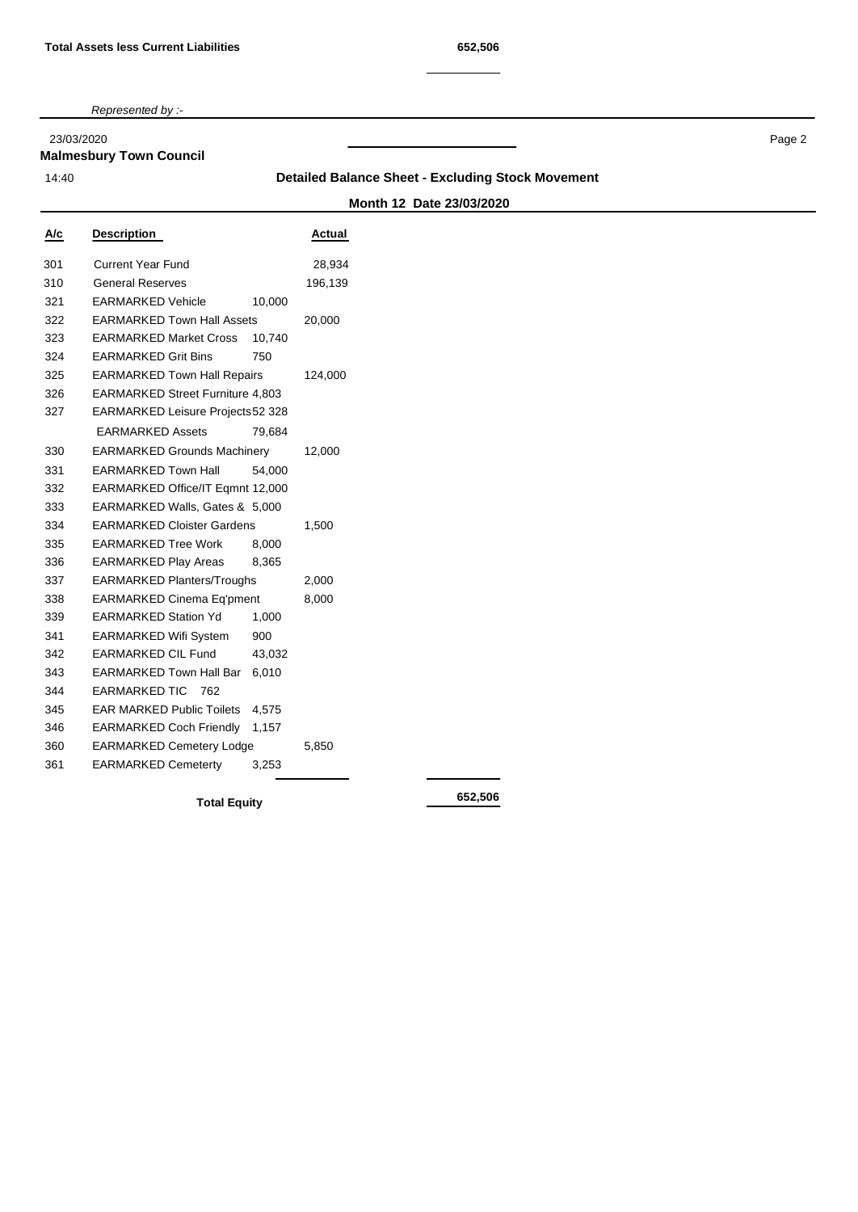**Total Assets less Current Liabilities** **652,506**

*Represented by :-*

**Malmesbury Town Council**

**Detailed Balance Sheet - Excluding Stock Movement**

**Month 12 Date 23/03/2020**

| A/c | Description | | Actual | |
|---|---|---|---|---|
| 301 | Current Year Fund | | 28,934 | |
| 310 | General Reserves | | 196,139 | |
| 321 | EARMARKED Vehicle | 10,000 | | |
| 322 | EARMARKED Town Hall Assets | | 20,000 | |
| 323 | EARMARKED Market Cross | 10,740 | | |
| 324 | EARMARKED Grit Bins | 750 | | |
| 325 | EARMARKED Town Hall Repairs | | 124,000 | |
| 326 | EARMARKED Street Furniture | 4,803 | | |
| 327 | EARMARKED Leisure Projects | 52 328 | | |
| | EARMARKED Assets | 79,684 | | |
| 330 | EARMARKED Grounds Machinery | | 12,000 | |
| 331 | EARMARKED Town Hall | 54,000 | | |
| 332 | EARMARKED Office/IT Eqmnt | 12,000 | | |
| 333 | EARMARKED Walls, Gates & | 5,000 | | |
| 334 | EARMARKED Cloister Gardens | | 1,500 | |
| 335 | EARMARKED Tree Work | 8,000 | | |
| 336 | EARMARKED Play Areas | 8,365 | | |
| 337 | EARMARKED Planters/Troughs | | 2,000 | |
| 338 | EARMARKED Cinema Eq'pment | | 8,000 | |
| 339 | EARMARKED Station Yd | 1,000 | | |
| 341 | EARMARKED Wifi System | 900 | | |
| 342 | EARMARKED CIL Fund | 43,032 | | |
| 343 | EARMARKED Town Hall Bar | 6,010 | | |
| 344 | EARMARKED TIC | 762 | | |
| 345 | EAR MARKED Public Toilets | 4,575 | | |
| 346 | EARMARKED Coch Friendly | 1,157 | | |
| 360 | EARMARKED Cemetery Lodge | | 5,850 | |
| 361 | EARMARKED Cemeterty | 3,253 | | |
| | **Total Equity** | | | **652,506** |